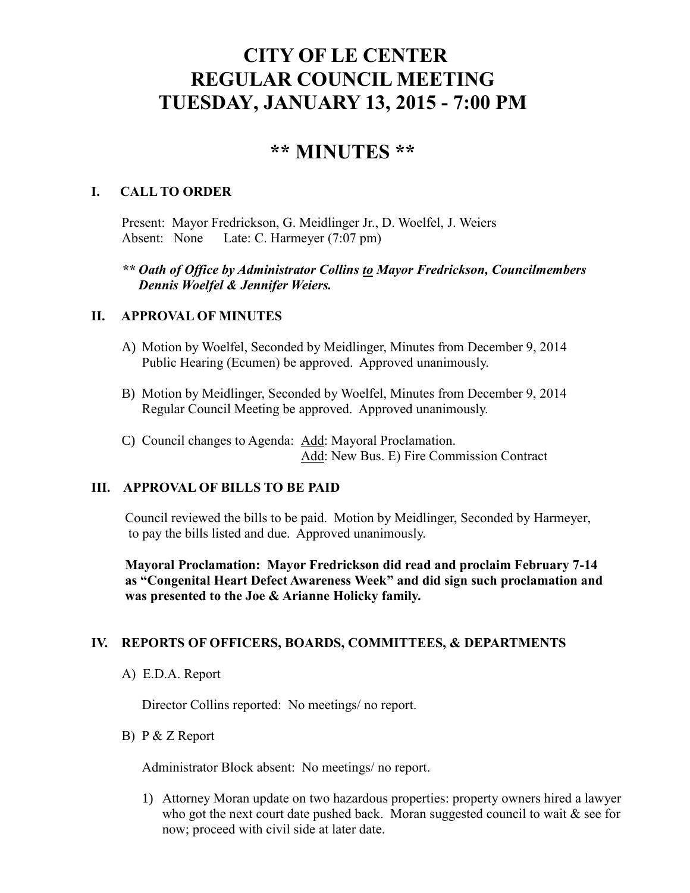# CITY OF LE CENTER
# REGULAR COUNCIL MEETING
# TUESDAY, JANUARY 13, 2015 - 7:00 PM

# ** MINUTES **

## I. CALL TO ORDER

Present: Mayor Fredrickson, G. Meidlinger Jr., D. Woelfel, J. Weiers
Absent: None Late: C. Harmeyer (7:07 pm)

***\*\* Oath of Office by Administrator Collins to Mayor Fredrickson, Councilmembers Dennis Woelfel & Jennifer Weiers.***

## II. APPROVAL OF MINUTES

A) Motion by Woelfel, Seconded by Meidlinger, Minutes from December 9, 2014 Public Hearing (Ecumen) be approved. Approved unanimously.

B) Motion by Meidlinger, Seconded by Woelfel, Minutes from December 9, 2014 Regular Council Meeting be approved. Approved unanimously.

C) Council changes to Agenda: Add: Mayoral Proclamation.
Add: New Bus. E) Fire Commission Contract

## III. APPROVAL OF BILLS TO BE PAID

Council reviewed the bills to be paid. Motion by Meidlinger, Seconded by Harmeyer, to pay the bills listed and due. Approved unanimously.

**Mayoral Proclamation: Mayor Fredrickson did read and proclaim February 7-14 as "Congenital Heart Defect Awareness Week" and did sign such proclamation and was presented to the Joe & Arianne Holicky family.**

## IV. REPORTS OF OFFICERS, BOARDS, COMMITTEES, & DEPARTMENTS

A) E.D.A. Report

Director Collins reported: No meetings/ no report.

B) P & Z Report

Administrator Block absent: No meetings/ no report.

1) Attorney Moran update on two hazardous properties: property owners hired a lawyer who got the next court date pushed back. Moran suggested council to wait & see for now; proceed with civil side at later date.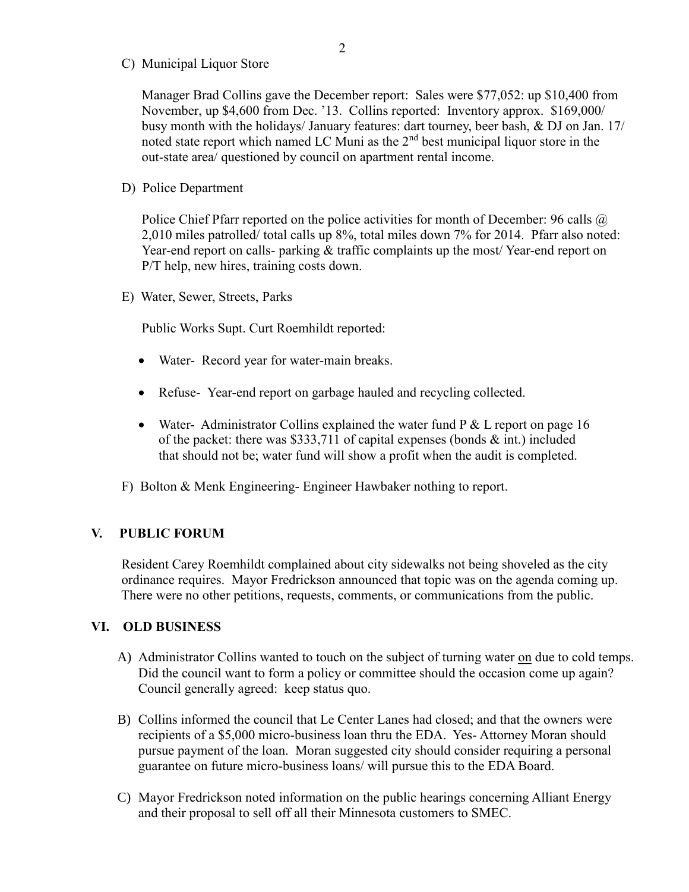C) Municipal Liquor Store

Manager Brad Collins gave the December report: Sales were $77,052: up $10,400 from November, up $4,600 from Dec. '13. Collins reported: Inventory approx. $169,000/ busy month with the holidays/ January features: dart tourney, beer bash, & DJ on Jan. 17/ noted state report which named LC Muni as the 2nd best municipal liquor store in the out-state area/ questioned by council on apartment rental income.

D) Police Department

Police Chief Pfarr reported on the police activities for month of December: 96 calls @ 2,010 miles patrolled/ total calls up 8%, total miles down 7% for 2014. Pfarr also noted: Year-end report on calls- parking & traffic complaints up the most/ Year-end report on P/T help, new hires, training costs down.

E) Water, Sewer, Streets, Parks

Public Works Supt. Curt Roemhildt reported:

- Water- Record year for water-main breaks.
- Refuse- Year-end report on garbage hauled and recycling collected.
- Water- Administrator Collins explained the water fund P & L report on page 16 of the packet: there was $333,711 of capital expenses (bonds & int.) included that should not be; water fund will show a profit when the audit is completed.

F) Bolton & Menk Engineering- Engineer Hawbaker nothing to report.

## V. PUBLIC FORUM

Resident Carey Roemhildt complained about city sidewalks not being shoveled as the city ordinance requires. Mayor Fredrickson announced that topic was on the agenda coming up. There were no other petitions, requests, comments, or communications from the public.

## VI. OLD BUSINESS

A) Administrator Collins wanted to touch on the subject of turning water <u>on</u> due to cold temps. Did the council want to form a policy or committee should the occasion come up again? Council generally agreed: keep status quo.

B) Collins informed the council that Le Center Lanes had closed; and that the owners were recipients of a $5,000 micro-business loan thru the EDA. Yes- Attorney Moran should pursue payment of the loan. Moran suggested city should consider requiring a personal guarantee on future micro-business loans/ will pursue this to the EDA Board.

C) Mayor Fredrickson noted information on the public hearings concerning Alliant Energy and their proposal to sell off all their Minnesota customers to SMEC.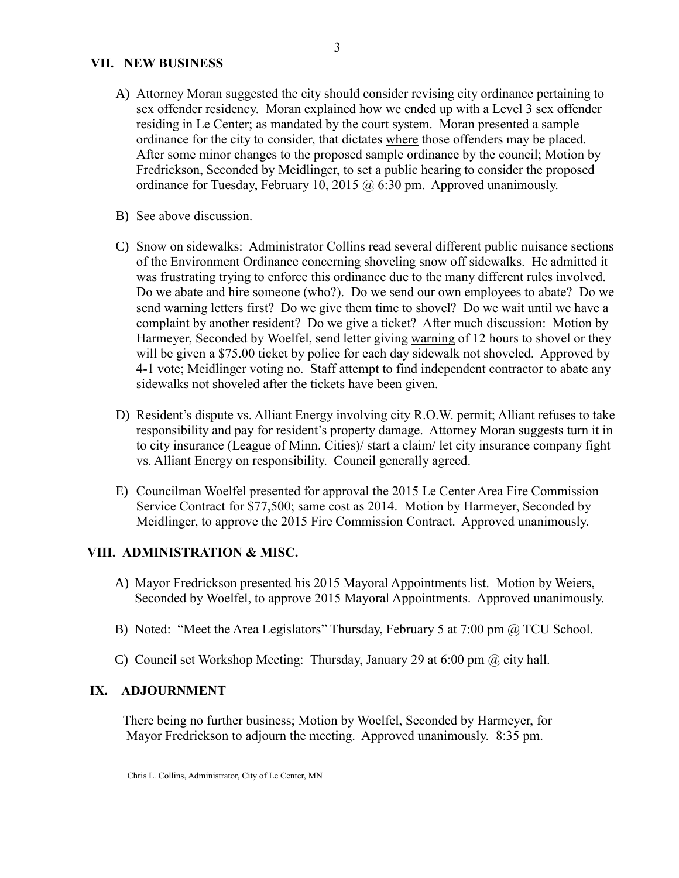## VII. NEW BUSINESS

A) Attorney Moran suggested the city should consider revising city ordinance pertaining to sex offender residency. Moran explained how we ended up with a Level 3 sex offender residing in Le Center; as mandated by the court system. Moran presented a sample ordinance for the city to consider, that dictates where those offenders may be placed. After some minor changes to the proposed sample ordinance by the council; Motion by Fredrickson, Seconded by Meidlinger, to set a public hearing to consider the proposed ordinance for Tuesday, February 10, 2015 @ 6:30 pm. Approved unanimously.

B) See above discussion.

C) Snow on sidewalks: Administrator Collins read several different public nuisance sections of the Environment Ordinance concerning shoveling snow off sidewalks. He admitted it was frustrating trying to enforce this ordinance due to the many different rules involved. Do we abate and hire someone (who?). Do we send our own employees to abate? Do we send warning letters first? Do we give them time to shovel? Do we wait until we have a complaint by another resident? Do we give a ticket? After much discussion: Motion by Harmeyer, Seconded by Woelfel, send letter giving warning of 12 hours to shovel or they will be given a $75.00 ticket by police for each day sidewalk not shoveled. Approved by 4-1 vote; Meidlinger voting no. Staff attempt to find independent contractor to abate any sidewalks not shoveled after the tickets have been given.

D) Resident's dispute vs. Alliant Energy involving city R.O.W. permit; Alliant refuses to take responsibility and pay for resident's property damage. Attorney Moran suggests turn it in to city insurance (League of Minn. Cities)/ start a claim/ let city insurance company fight vs. Alliant Energy on responsibility. Council generally agreed.

E) Councilman Woelfel presented for approval the 2015 Le Center Area Fire Commission Service Contract for $77,500; same cost as 2014. Motion by Harmeyer, Seconded by Meidlinger, to approve the 2015 Fire Commission Contract. Approved unanimously.

## VIII. ADMINISTRATION & MISC.

A) Mayor Fredrickson presented his 2015 Mayoral Appointments list. Motion by Weiers, Seconded by Woelfel, to approve 2015 Mayoral Appointments. Approved unanimously.

B) Noted: "Meet the Area Legislators" Thursday, February 5 at 7:00 pm @ TCU School.

C) Council set Workshop Meeting: Thursday, January 29 at 6:00 pm @ city hall.

## IX. ADJOURNMENT

There being no further business; Motion by Woelfel, Seconded by Harmeyer, for Mayor Fredrickson to adjourn the meeting. Approved unanimously. 8:35 pm.

Chris L. Collins, Administrator, City of Le Center, MN